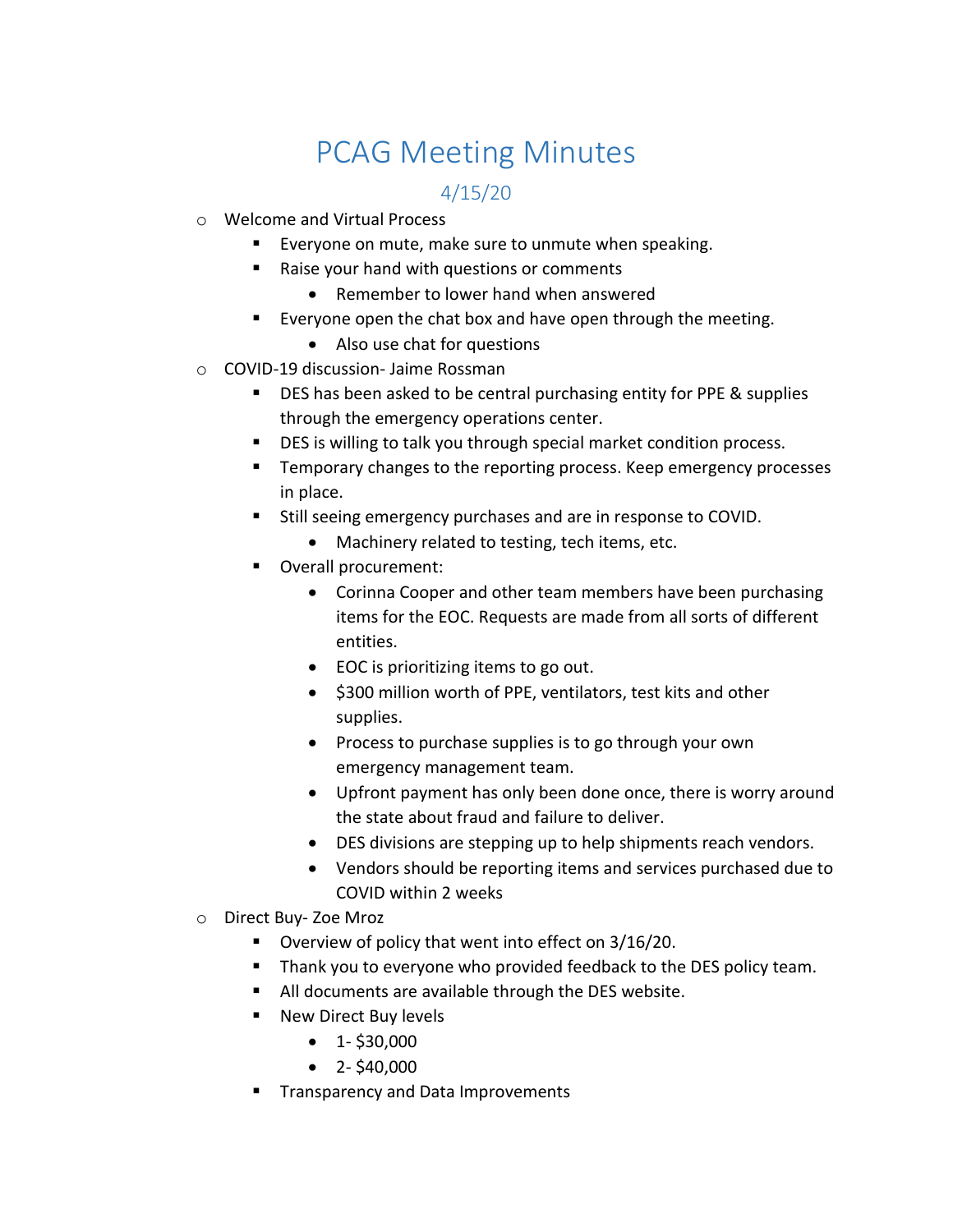# PCAG Meeting Minutes

## 4/15/20

- Welcome and Virtual Process
  - Everyone on mute, make sure to unmute when speaking.
  - Raise your hand with questions or comments
    - Remember to lower hand when answered
  - Everyone open the chat box and have open through the meeting.
    - Also use chat for questions
- COVID-19 discussion- Jaime Rossman
  - DES has been asked to be central purchasing entity for PPE & supplies through the emergency operations center.
  - DES is willing to talk you through special market condition process.
  - Temporary changes to the reporting process. Keep emergency processes in place.
  - Still seeing emergency purchases and are in response to COVID.
    - Machinery related to testing, tech items, etc.
  - Overall procurement:
    - Corinna Cooper and other team members have been purchasing items for the EOC. Requests are made from all sorts of different entities.
    - EOC is prioritizing items to go out.
    - $300 million worth of PPE, ventilators, test kits and other supplies.
    - Process to purchase supplies is to go through your own emergency management team.
    - Upfront payment has only been done once, there is worry around the state about fraud and failure to deliver.
    - DES divisions are stepping up to help shipments reach vendors.
    - Vendors should be reporting items and services purchased due to COVID within 2 weeks
- Direct Buy- Zoe Mroz
  - Overview of policy that went into effect on 3/16/20.
  - Thank you to everyone who provided feedback to the DES policy team.
  - All documents are available through the DES website.
  - New Direct Buy levels
    - 1- $30,000
    - 2- $40,000
  - Transparency and Data Improvements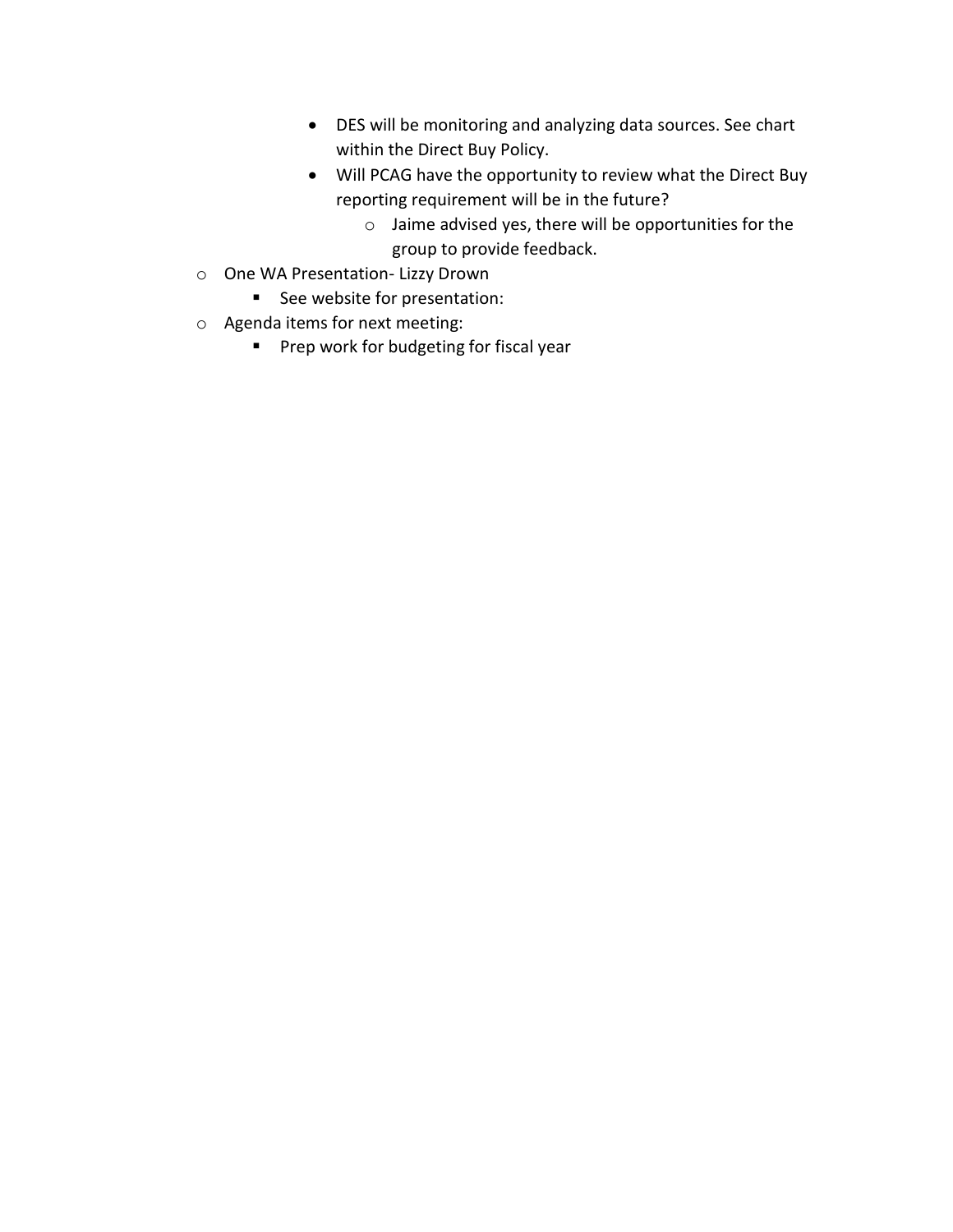- DES will be monitoring and analyzing data sources. See chart within the Direct Buy Policy.
- Will PCAG have the opportunity to review what the Direct Buy reporting requirement will be in the future?
  - Jaime advised yes, there will be opportunities for the group to provide feedback.

- One WA Presentation- Lizzy Drown
  - See website for presentation:
- Agenda items for next meeting:
  - Prep work for budgeting for fiscal year